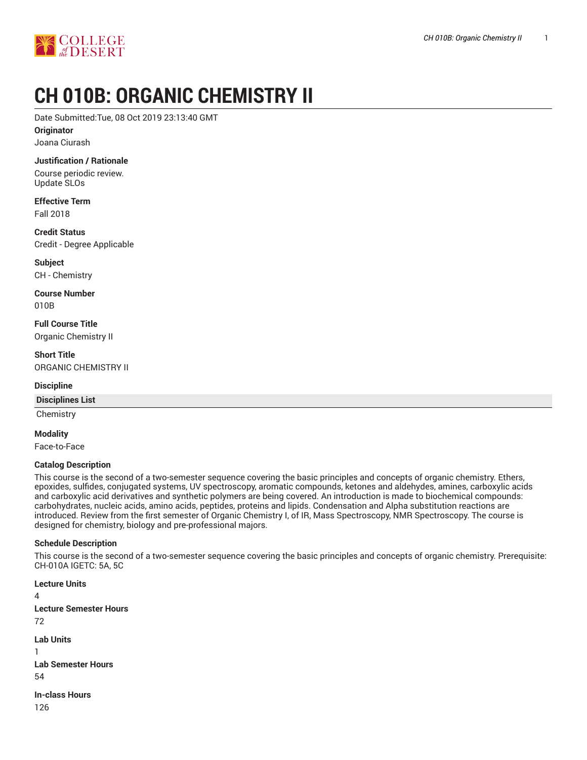# CH 010B: ORGANIC CHEMISTRY II

Date Submitted:Tue, 08 Oct 2019 23:13:40 GMT

**Originator**

Joana Ciurash

**Justification / Rationale**

Course periodic review.
Update SLOs

**Effective Term**

Fall 2018

**Credit Status**

Credit - Degree Applicable

**Subject**

CH - Chemistry

**Course Number**

010B

**Full Course Title**

Organic Chemistry II

**Short Title**

ORGANIC CHEMISTRY II

**Discipline**

| Disciplines List |
| --- |
| Chemistry |

**Modality**

Face-to-Face

**Catalog Description**

This course is the second of a two-semester sequence covering the basic principles and concepts of organic chemistry. Ethers, epoxides, sulfides, conjugated systems, UV spectroscopy, aromatic compounds, ketones and aldehydes, amines, carboxylic acids and carboxylic acid derivatives and synthetic polymers are being covered. An introduction is made to biochemical compounds: carbohydrates, nucleic acids, amino acids, peptides, proteins and lipids. Condensation and Alpha substitution reactions are introduced. Review from the first semester of Organic Chemistry I, of IR, Mass Spectroscopy, NMR Spectroscopy. The course is designed for chemistry, biology and pre-professional majors.

**Schedule Description**

This course is the second of a two-semester sequence covering the basic principles and concepts of organic chemistry. Prerequisite: CH-010A IGETC: 5A, 5C

**Lecture Units**

4

**Lecture Semester Hours**

72

**Lab Units**

1

**Lab Semester Hours**

54

**In-class Hours**

126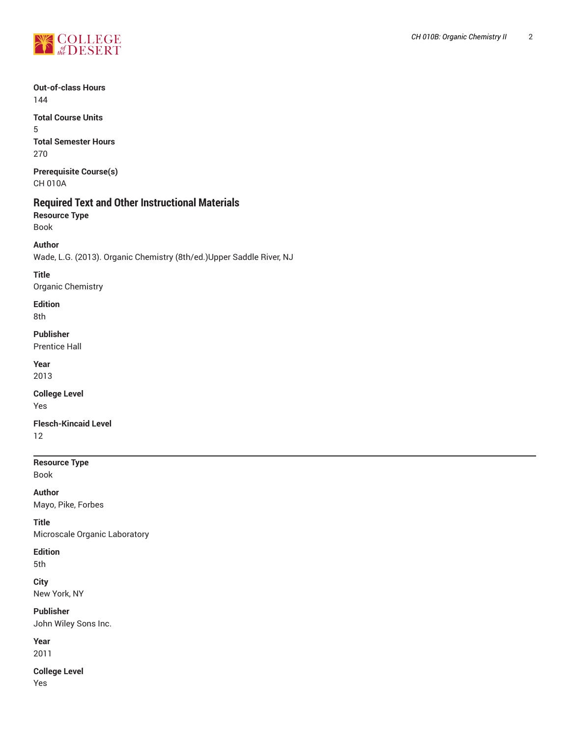**Out-of-class Hours**
144

**Total Course Units**
5

**Total Semester Hours**
270

**Prerequisite Course(s)**
CH 010A

## Required Text and Other Instructional Materials

**Resource Type**
Book

**Author**
Wade, L.G. (2013). Organic Chemistry (8th/ed.)Upper Saddle River, NJ

**Title**
Organic Chemistry

**Edition**
8th

**Publisher**
Prentice Hall

**Year**
2013

**College Level**
Yes

**Flesch-Kincaid Level**
12

---

**Resource Type**
Book

**Author**
Mayo, Pike, Forbes

**Title**
Microscale Organic Laboratory

**Edition**
5th

**City**
New York, NY

**Publisher**
John Wiley Sons Inc.

**Year**
2011

**College Level**
Yes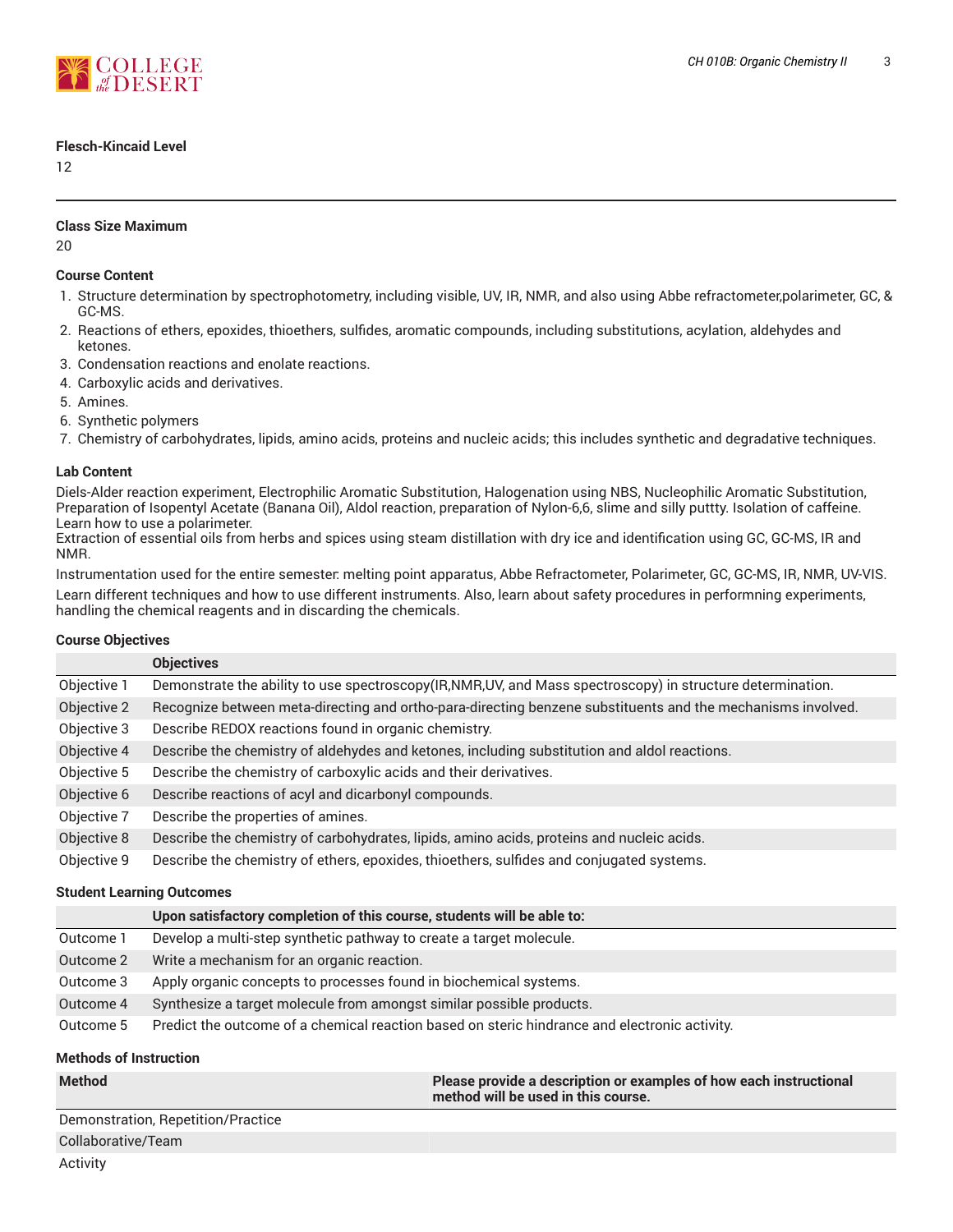**Flesch-Kincaid Level**

12

---

**Class Size Maximum**

20

**Course Content**

1. Structure determination by spectrophotometry, including visible, UV, IR, NMR, and also using Abbe refractometer,polarimeter, GC, & GC-MS.
2. Reactions of ethers, epoxides, thioethers, sulfides, aromatic compounds, including substitutions, acylation, aldehydes and ketones.
3. Condensation reactions and enolate reactions.
4. Carboxylic acids and derivatives.
5. Amines.
6. Synthetic polymers
7. Chemistry of carbohydrates, lipids, amino acids, proteins and nucleic acids; this includes synthetic and degradative techniques.

**Lab Content**

Diels-Alder reaction experiment, Electrophilic Aromatic Substitution, Halogenation using NBS, Nucleophilic Aromatic Substitution, Preparation of Isopentyl Acetate (Banana Oil), Aldol reaction, preparation of Nylon-6,6, slime and silly puttty. Isolation of caffeine. Learn how to use a polarimeter.
Extraction of essential oils from herbs and spices using steam distillation with dry ice and identification using GC, GC-MS, IR and NMR.

Instrumentation used for the entire semester: melting point apparatus, Abbe Refractometer, Polarimeter, GC, GC-MS, IR, NMR, UV-VIS.

Learn different techniques and how to use different instruments. Also, learn about safety procedures in performning experiments, handling the chemical reagents and in discarding the chemicals.

**Course Objectives**

| | Objectives |
|---|---|
| Objective 1 | Demonstrate the ability to use spectroscopy(IR,NMR,UV, and Mass spectroscopy) in structure determination. |
| Objective 2 | Recognize between meta-directing and ortho-para-directing benzene substituents and the mechanisms involved. |
| Objective 3 | Describe REDOX reactions found in organic chemistry. |
| Objective 4 | Describe the chemistry of aldehydes and ketones, including substitution and aldol reactions. |
| Objective 5 | Describe the chemistry of carboxylic acids and their derivatives. |
| Objective 6 | Describe reactions of acyl and dicarbonyl compounds. |
| Objective 7 | Describe the properties of amines. |
| Objective 8 | Describe the chemistry of carbohydrates, lipids, amino acids, proteins and nucleic acids. |
| Objective 9 | Describe the chemistry of ethers, epoxides, thioethers, sulfides and conjugated systems. |

**Student Learning Outcomes**

| | Upon satisfactory completion of this course, students will be able to: |
|---|---|
| Outcome 1 | Develop a multi-step synthetic pathway to create a target molecule. |
| Outcome 2 | Write a mechanism for an organic reaction. |
| Outcome 3 | Apply organic concepts to processes found in biochemical systems. |
| Outcome 4 | Synthesize a target molecule from amongst similar possible products. |
| Outcome 5 | Predict the outcome of a chemical reaction based on steric hindrance and electronic activity. |

**Methods of Instruction**

| Method | Please provide a description or examples of how each instructional method will be used in this course. |
|---|---|
| Demonstration, Repetition/Practice | |
| Collaborative/Team | |
| Activity | |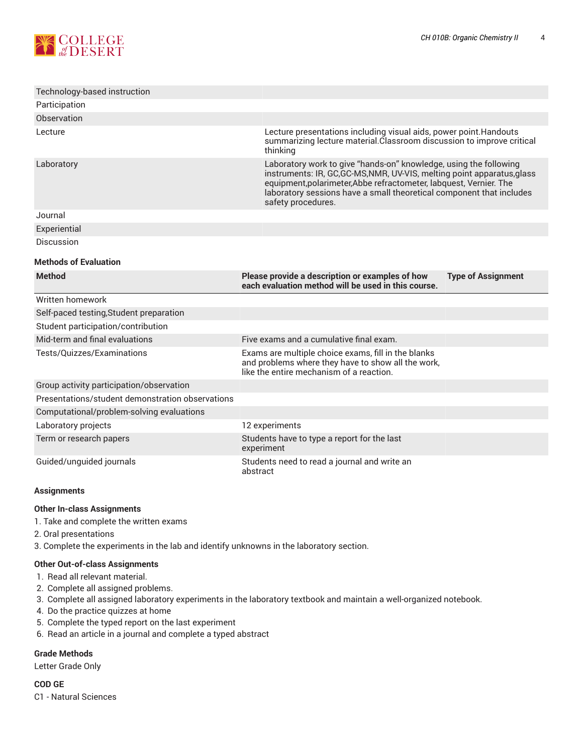| | |
|---|---|
| Technology-based instruction | |
| Participation | |
| Observation | |
| Lecture | Lecture presentations including visual aids, power point.Handouts summarizing lecture material.Classroom discussion to improve critical thinking |
| Laboratory | Laboratory work to give "hands-on" knowledge, using the following instruments: IR, GC,GC-MS,NMR, UV-VIS, melting point apparatus,glass equipment,polarimeter,Abbe refractometer, labquest, Vernier. The laboratory sessions have a small theoretical component that includes safety procedures. |
| Journal | |
| Experiential | |
| Discussion | |

### Methods of Evaluation

| Method | Please provide a description or examples of how each evaluation method will be used in this course. | Type of Assignment |
|---|---|---|
| Written homework | | |
| Self-paced testing,Student preparation | | |
| Student participation/contribution | | |
| Mid-term and final evaluations | Five exams and a cumulative final exam. | |
| Tests/Quizzes/Examinations | Exams are multiple choice exams, fill in the blanks and problems where they have to show all the work, like the entire mechanism of a reaction. | |
| Group activity participation/observation | | |
| Presentations/student demonstration observations | | |
| Computational/problem-solving evaluations | | |
| Laboratory projects | 12 experiments | |
| Term or research papers | Students have to type a report for the last experiment | |
| Guided/unguided journals | Students need to read a journal and write an abstract | |

### Assignments

#### Other In-class Assignments

1. Take and complete the written exams
2. Oral presentations
3. Complete the experiments in the lab and identify unknowns in the laboratory section.

#### Other Out-of-class Assignments

1. Read all relevant material.
2. Complete all assigned problems.
3. Complete all assigned laboratory experiments in the laboratory textbook and maintain a well-organized notebook.
4. Do the practice quizzes at home
5. Complete the typed report on the last experiment
6. Read an article in a journal and complete a typed abstract

### Grade Methods

Letter Grade Only

### COD GE

C1 - Natural Sciences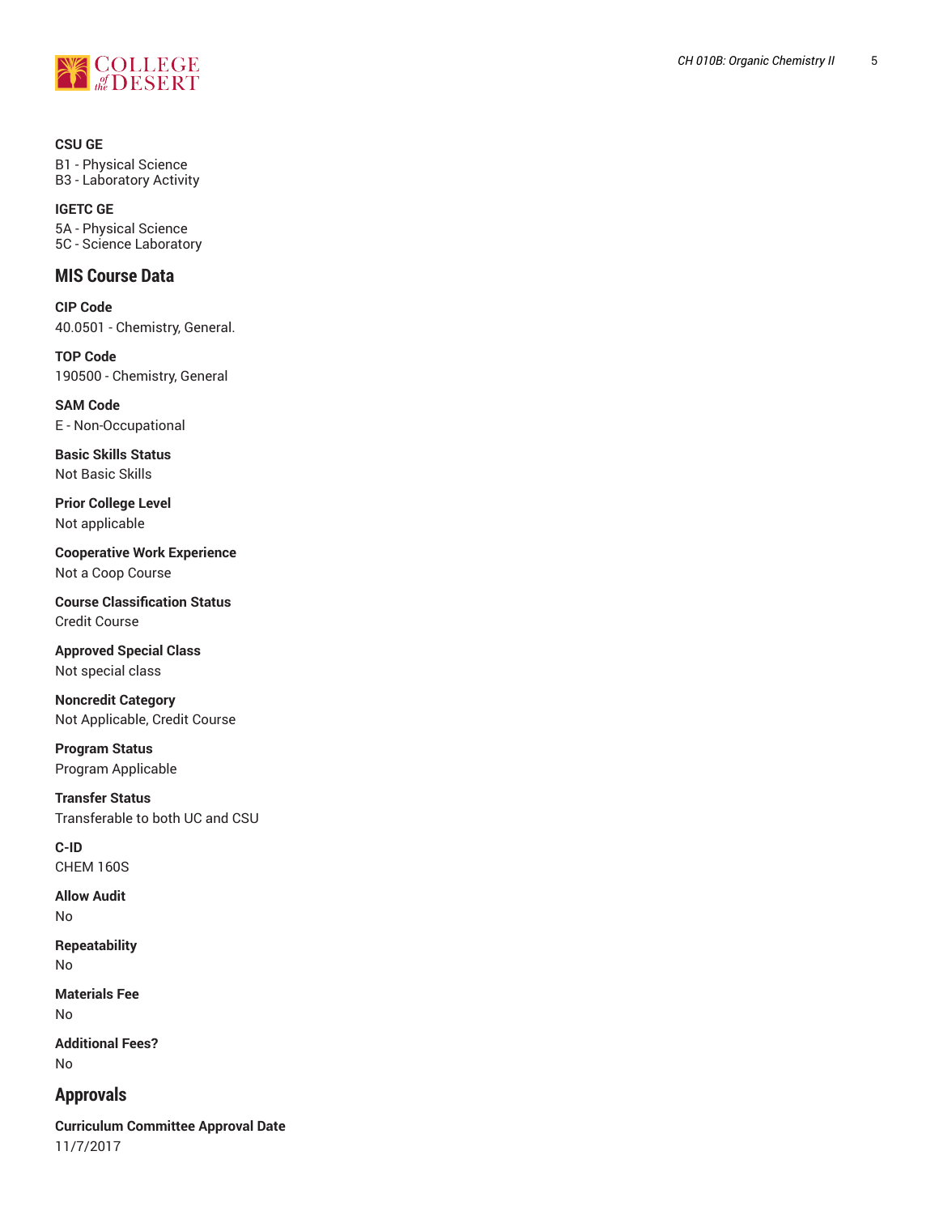**CSU GE**

B1 - Physical Science
B3 - Laboratory Activity

**IGETC GE**

5A - Physical Science
5C - Science Laboratory

## MIS Course Data

**CIP Code**

40.0501 - Chemistry, General.

**TOP Code**

190500 - Chemistry, General

**SAM Code**

E - Non-Occupational

**Basic Skills Status**

Not Basic Skills

**Prior College Level**

Not applicable

**Cooperative Work Experience**

Not a Coop Course

**Course Classification Status**

Credit Course

**Approved Special Class**

Not special class

**Noncredit Category**

Not Applicable, Credit Course

**Program Status**

Program Applicable

**Transfer Status**

Transferable to both UC and CSU

**C-ID**

CHEM 160S

**Allow Audit**

No

**Repeatability**

No

**Materials Fee**

No

**Additional Fees?**

No

## Approvals

**Curriculum Committee Approval Date**

11/7/2017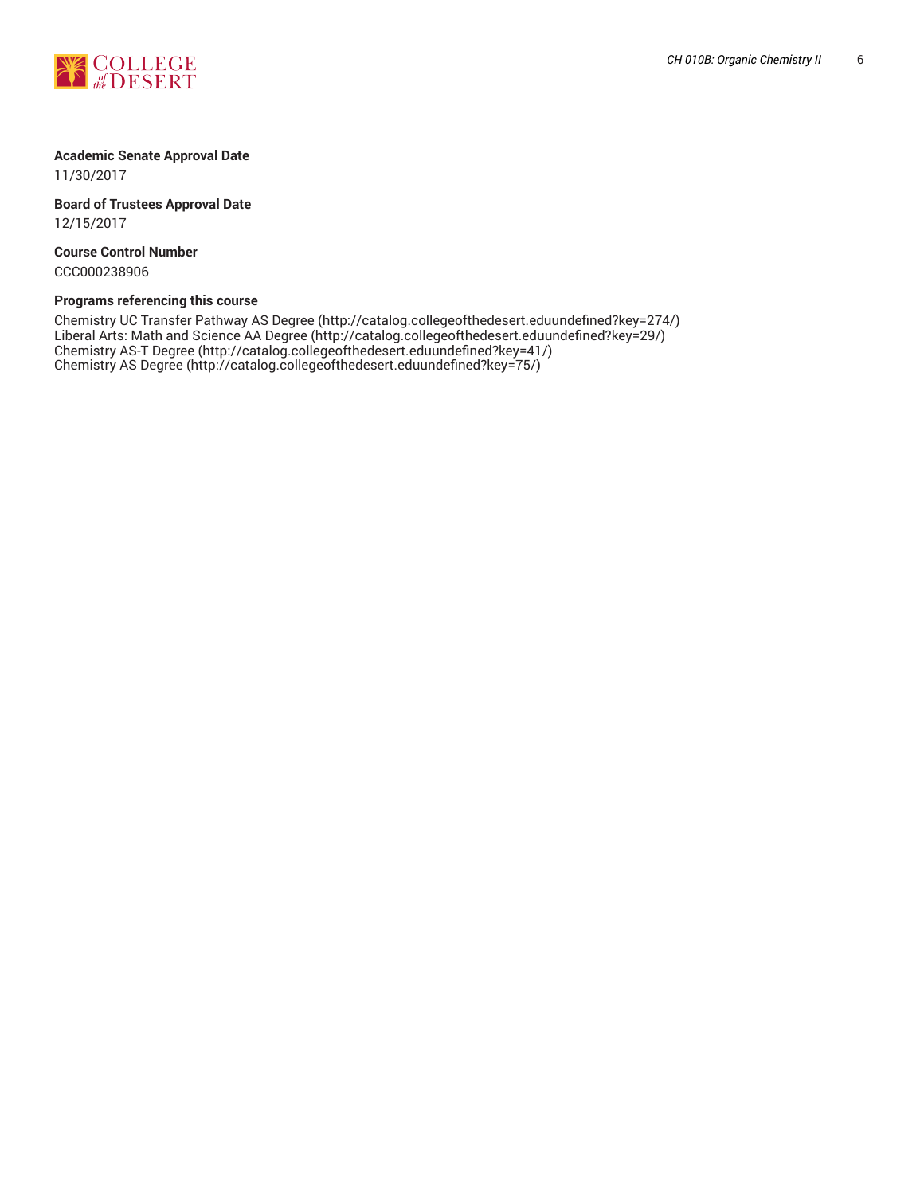**Academic Senate Approval Date**

11/30/2017

**Board of Trustees Approval Date**

12/15/2017

**Course Control Number**

CCC000238906

**Programs referencing this course**

Chemistry UC Transfer Pathway AS Degree (http://catalog.collegeofthedesert.eduundefined?key=274/)
Liberal Arts: Math and Science AA Degree (http://catalog.collegeofthedesert.eduundefined?key=29/)
Chemistry AS-T Degree (http://catalog.collegeofthedesert.eduundefined?key=41/)
Chemistry AS Degree (http://catalog.collegeofthedesert.eduundefined?key=75/)